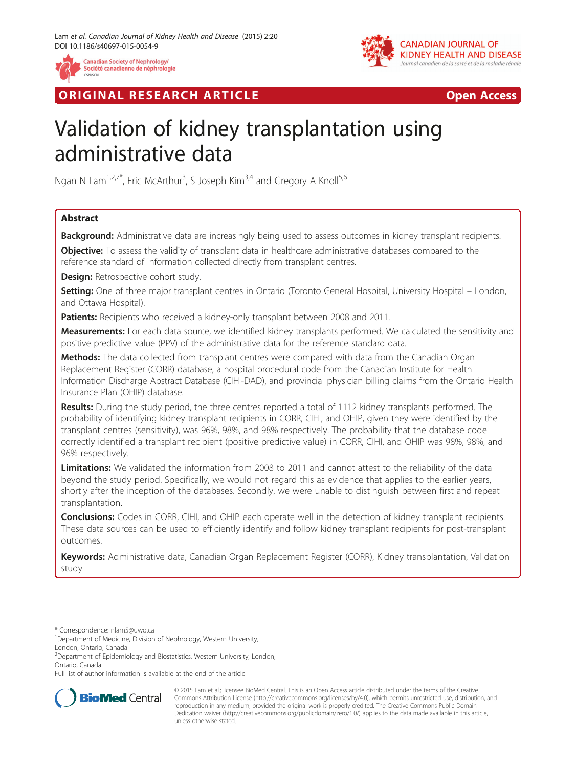ORIGINAL RESEARCH ARTICLE

Open Access

# Validation of kidney transplantation using administrative data

Ngan N Lam[1,2,7*], Eric McArthur[3], S Joseph Kim[3,4] and Gregory A Knoll[5,6]

## Abstract

**Background:** Administrative data are increasingly being used to assess outcomes in kidney transplant recipients.

**Objective:** To assess the validity of transplant data in healthcare administrative databases compared to the reference standard of information collected directly from transplant centres.

**Design:** Retrospective cohort study.

**Setting:** One of three major transplant centres in Ontario (Toronto General Hospital, University Hospital – London, and Ottawa Hospital).

**Patients:** Recipients who received a kidney-only transplant between 2008 and 2011.

**Measurements:** For each data source, we identified kidney transplants performed. We calculated the sensitivity and positive predictive value (PPV) of the administrative data for the reference standard data.

**Methods:** The data collected from transplant centres were compared with data from the Canadian Organ Replacement Register (CORR) database, a hospital procedural code from the Canadian Institute for Health Information Discharge Abstract Database (CIHI-DAD), and provincial physician billing claims from the Ontario Health Insurance Plan (OHIP) database.

**Results:** During the study period, the three centres reported a total of 1112 kidney transplants performed. The probability of identifying kidney transplant recipients in CORR, CIHI, and OHIP, given they were identified by the transplant centres (sensitivity), was 96%, 98%, and 98% respectively. The probability that the database code correctly identified a transplant recipient (positive predictive value) in CORR, CIHI, and OHIP was 98%, 98%, and 96% respectively.

**Limitations:** We validated the information from 2008 to 2011 and cannot attest to the reliability of the data beyond the study period. Specifically, we would not regard this as evidence that applies to the earlier years, shortly after the inception of the databases. Secondly, we were unable to distinguish between first and repeat transplantation.

**Conclusions:** Codes in CORR, CIHI, and OHIP each operate well in the detection of kidney transplant recipients. These data sources can be used to efficiently identify and follow kidney transplant recipients for post-transplant outcomes.

**Keywords:** Administrative data, Canadian Organ Replacement Register (CORR), Kidney transplantation, Validation study

---

\* Correspondence: nlam5@uwo.ca

[1]Department of Medicine, Division of Nephrology, Western University, London, Ontario, Canada

[2]Department of Epidemiology and Biostatistics, Western University, London, Ontario, Canada

Full list of author information is available at the end of the article

© 2015 Lam et al.; licensee BioMed Central. This is an Open Access article distributed under the terms of the Creative Commons Attribution License (http://creativecommons.org/licenses/by/4.0), which permits unrestricted use, distribution, and reproduction in any medium, provided the original work is properly credited. The Creative Commons Public Domain Dedication waiver (http://creativecommons.org/publicdomain/zero/1.0/) applies to the data made available in this article, unless otherwise stated.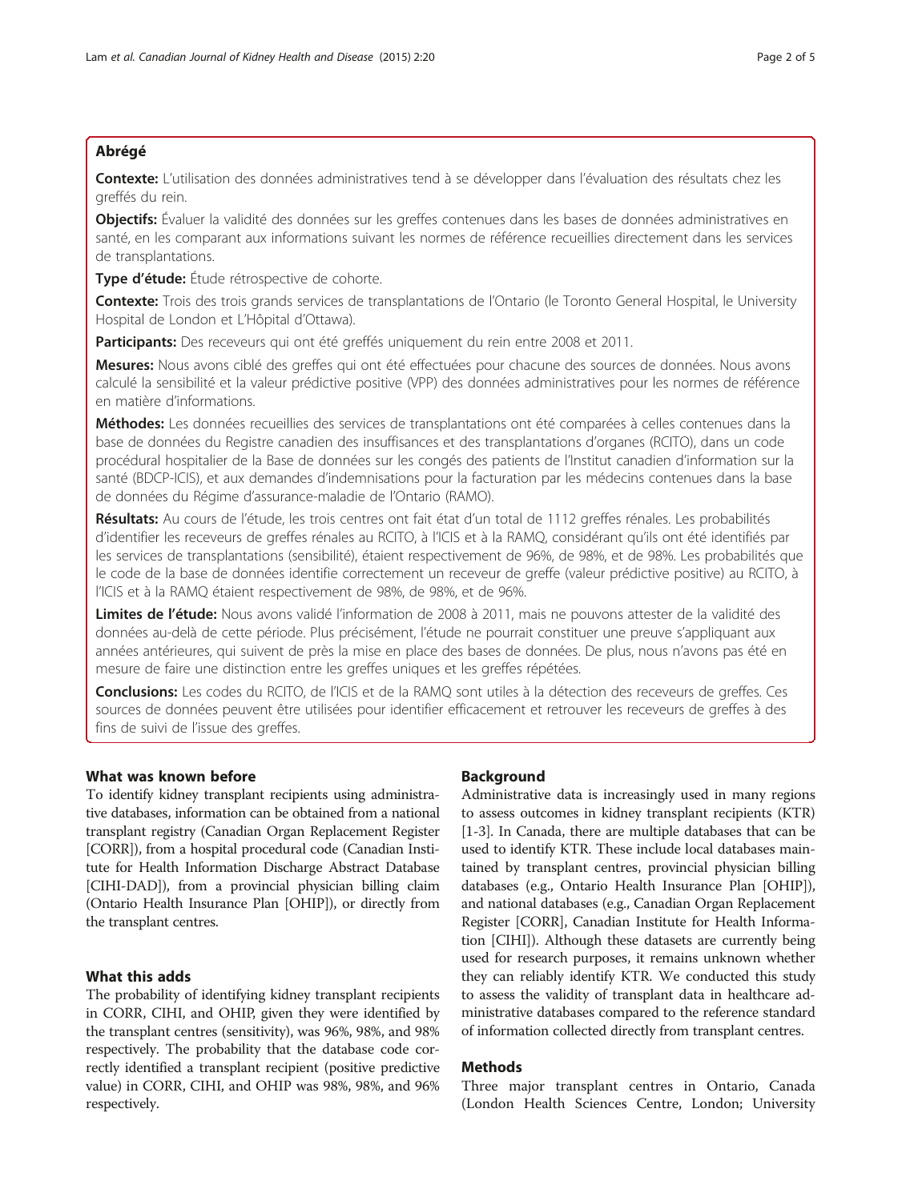## Abrégé

**Contexte:** L'utilisation des données administratives tend à se développer dans l'évaluation des résultats chez les greffés du rein.

**Objectifs:** Évaluer la validité des données sur les greffes contenues dans les bases de données administratives en santé, en les comparant aux informations suivant les normes de référence recueillies directement dans les services de transplantations.

**Type d'étude:** Étude rétrospective de cohorte.

**Contexte:** Trois des trois grands services de transplantations de l'Ontario (le Toronto General Hospital, le University Hospital de London et L'Hôpital d'Ottawa).

**Participants:** Des receveurs qui ont été greffés uniquement du rein entre 2008 et 2011.

**Mesures:** Nous avons ciblé des greffes qui ont été effectuées pour chacune des sources de données. Nous avons calculé la sensibilité et la valeur prédictive positive (VPP) des données administratives pour les normes de référence en matière d'informations.

**Méthodes:** Les données recueillies des services de transplantations ont été comparées à celles contenues dans la base de données du Registre canadien des insuffisances et des transplantations d'organes (RCITO), dans un code procédural hospitalier de la Base de données sur les congés des patients de l'Institut canadien d'information sur la santé (BDCP-ICIS), et aux demandes d'indemnisations pour la facturation par les médecins contenues dans la base de données du Régime d'assurance-maladie de l'Ontario (RAMO).

**Résultats:** Au cours de l'étude, les trois centres ont fait état d'un total de 1112 greffes rénales. Les probabilités d'identifier les receveurs de greffes rénales au RCITO, à l'ICIS et à la RAMQ, considérant qu'ils ont été identifiés par les services de transplantations (sensibilité), étaient respectivement de 96%, de 98%, et de 98%. Les probabilités que le code de la base de données identifie correctement un receveur de greffe (valeur prédictive positive) au RCITO, à l'ICIS et à la RAMQ étaient respectivement de 98%, de 98%, et de 96%.

**Limites de l'étude:** Nous avons validé l'information de 2008 à 2011, mais ne pouvons attester de la validité des données au-delà de cette période. Plus précisément, l'étude ne pourrait constituer une preuve s'appliquant aux années antérieures, qui suivent de près la mise en place des bases de données. De plus, nous n'avons pas été en mesure de faire une distinction entre les greffes uniques et les greffes répétées.

**Conclusions:** Les codes du RCITO, de l'ICIS et de la RAMQ sont utiles à la détection des receveurs de greffes. Ces sources de données peuvent être utilisées pour identifier efficacement et retrouver les receveurs de greffes à des fins de suivi de l'issue des greffes.

## What was known before

To identify kidney transplant recipients using administrative databases, information can be obtained from a national transplant registry (Canadian Organ Replacement Register [CORR]), from a hospital procedural code (Canadian Institute for Health Information Discharge Abstract Database [CIHI-DAD]), from a provincial physician billing claim (Ontario Health Insurance Plan [OHIP]), or directly from the transplant centres.

## What this adds

The probability of identifying kidney transplant recipients in CORR, CIHI, and OHIP, given they were identified by the transplant centres (sensitivity), was 96%, 98%, and 98% respectively. The probability that the database code correctly identified a transplant recipient (positive predictive value) in CORR, CIHI, and OHIP was 98%, 98%, and 96% respectively.

## Background

Administrative data is increasingly used in many regions to assess outcomes in kidney transplant recipients (KTR) [1-3]. In Canada, there are multiple databases that can be used to identify KTR. These include local databases maintained by transplant centres, provincial physician billing databases (e.g., Ontario Health Insurance Plan [OHIP]), and national databases (e.g., Canadian Organ Replacement Register [CORR], Canadian Institute for Health Information [CIHI]). Although these datasets are currently being used for research purposes, it remains unknown whether they can reliably identify KTR. We conducted this study to assess the validity of transplant data in healthcare administrative databases compared to the reference standard of information collected directly from transplant centres.

## Methods

Three major transplant centres in Ontario, Canada (London Health Sciences Centre, London; University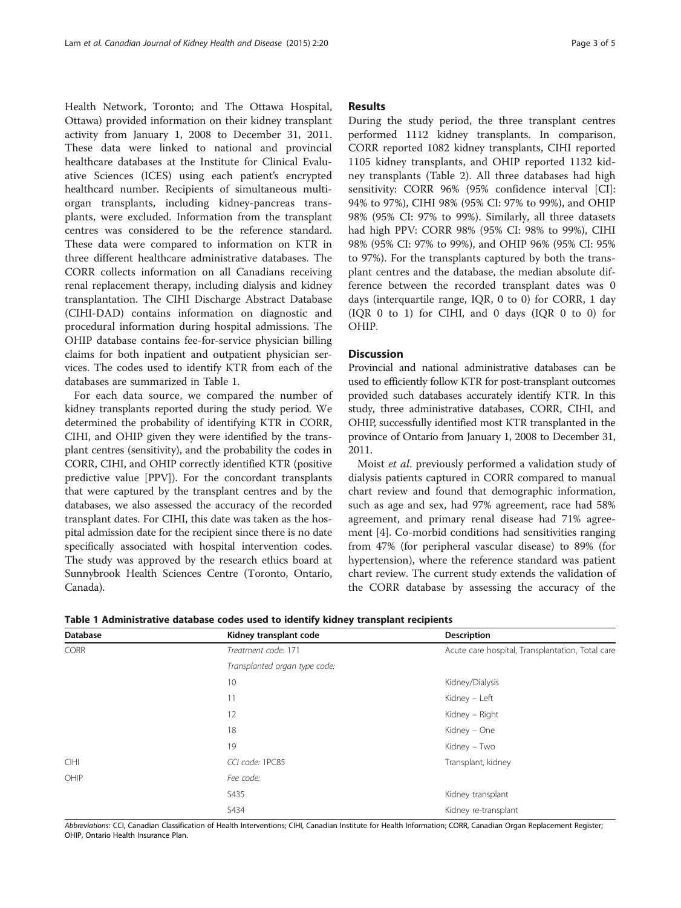Health Network, Toronto; and The Ottawa Hospital, Ottawa) provided information on their kidney transplant activity from January 1, 2008 to December 31, 2011. These data were linked to national and provincial healthcare databases at the Institute for Clinical Evaluative Sciences (ICES) using each patient's encrypted healthcard number. Recipients of simultaneous multi-organ transplants, including kidney-pancreas transplants, were excluded. Information from the transplant centres was considered to be the reference standard. These data were compared to information on KTR in three different healthcare administrative databases. The CORR collects information on all Canadians receiving renal replacement therapy, including dialysis and kidney transplantation. The CIHI Discharge Abstract Database (CIHI-DAD) contains information on diagnostic and procedural information during hospital admissions. The OHIP database contains fee-for-service physician billing claims for both inpatient and outpatient physician services. The codes used to identify KTR from each of the databases are summarized in Table 1.

For each data source, we compared the number of kidney transplants reported during the study period. We determined the probability of identifying KTR in CORR, CIHI, and OHIP given they were identified by the transplant centres (sensitivity), and the probability the codes in CORR, CIHI, and OHIP correctly identified KTR (positive predictive value [PPV]). For the concordant transplants that were captured by the transplant centres and by the databases, we also assessed the accuracy of the recorded transplant dates. For CIHI, this date was taken as the hospital admission date for the recipient since there is no date specifically associated with hospital intervention codes. The study was approved by the research ethics board at Sunnybrook Health Sciences Centre (Toronto, Ontario, Canada).

## Results

During the study period, the three transplant centres performed 1112 kidney transplants. In comparison, CORR reported 1082 kidney transplants, CIHI reported 1105 kidney transplants, and OHIP reported 1132 kidney transplants (Table 2). All three databases had high sensitivity: CORR 96% (95% confidence interval [CI]: 94% to 97%), CIHI 98% (95% CI: 97% to 99%), and OHIP 98% (95% CI: 97% to 99%). Similarly, all three datasets had high PPV: CORR 98% (95% CI: 98% to 99%), CIHI 98% (95% CI: 97% to 99%), and OHIP 96% (95% CI: 95% to 97%). For the transplants captured by both the transplant centres and the database, the median absolute difference between the recorded transplant dates was 0 days (interquartile range, IQR, 0 to 0) for CORR, 1 day (IQR 0 to 1) for CIHI, and 0 days (IQR 0 to 0) for OHIP.

## Discussion

Provincial and national administrative databases can be used to efficiently follow KTR for post-transplant outcomes provided such databases accurately identify KTR. In this study, three administrative databases, CORR, CIHI, and OHIP, successfully identified most KTR transplanted in the province of Ontario from January 1, 2008 to December 31, 2011.

Moist *et al*. previously performed a validation study of dialysis patients captured in CORR compared to manual chart review and found that demographic information, such as age and sex, had 97% agreement, race had 58% agreement, and primary renal disease had 71% agreement [4]. Co-morbid conditions had sensitivities ranging from 47% (for peripheral vascular disease) to 89% (for hypertension), where the reference standard was patient chart review. The current study extends the validation of the CORR database by assessing the accuracy of the

**Table 1 Administrative database codes used to identify kidney transplant recipients**

| Database | Kidney transplant code | Description |
|---|---|---|
| CORR | *Treatment code:* 171 | Acute care hospital, Transplantation, Total care |
| | *Transplanted organ type code:* | |
| | 10 | Kidney/Dialysis |
| | 11 | Kidney – Left |
| | 12 | Kidney – Right |
| | 18 | Kidney – One |
| | 19 | Kidney – Two |
| CIHI | *CCI code:* 1PC85 | Transplant, kidney |
| OHIP | *Fee code:* | |
| | S435 | Kidney transplant |
| | S434 | Kidney re-transplant |

*Abbreviations:* CCI, Canadian Classification of Health Interventions; CIHI, Canadian Institute for Health Information; CORR, Canadian Organ Replacement Register; OHIP, Ontario Health Insurance Plan.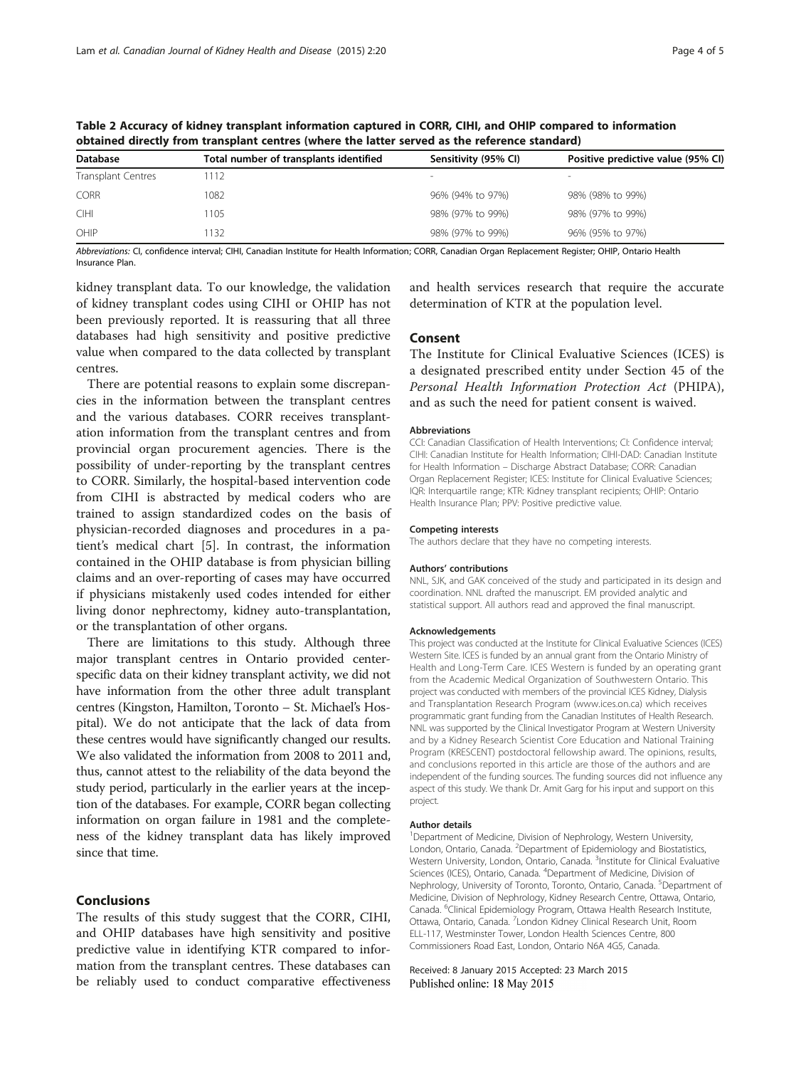**Table 2 Accuracy of kidney transplant information captured in CORR, CIHI, and OHIP compared to information obtained directly from transplant centres (where the latter served as the reference standard)**

| Database | Total number of transplants identified | Sensitivity (95% CI) | Positive predictive value (95% CI) |
|---|---|---|---|
| Transplant Centres | 1112 | - | - |
| CORR | 1082 | 96% (94% to 97%) | 98% (98% to 99%) |
| CIHI | 1105 | 98% (97% to 99%) | 98% (97% to 99%) |
| OHIP | 1132 | 98% (97% to 99%) | 96% (95% to 97%) |

*Abbreviations:* CI, confidence interval; CIHI, Canadian Institute for Health Information; CORR, Canadian Organ Replacement Register; OHIP, Ontario Health Insurance Plan.

kidney transplant data. To our knowledge, the validation of kidney transplant codes using CIHI or OHIP has not been previously reported. It is reassuring that all three databases had high sensitivity and positive predictive value when compared to the data collected by transplant centres.

There are potential reasons to explain some discrepancies in the information between the transplant centres and the various databases. CORR receives transplantation information from the transplant centres and from provincial organ procurement agencies. There is the possibility of under-reporting by the transplant centres to CORR. Similarly, the hospital-based intervention code from CIHI is abstracted by medical coders who are trained to assign standardized codes on the basis of physician-recorded diagnoses and procedures in a patient's medical chart [5]. In contrast, the information contained in the OHIP database is from physician billing claims and an over-reporting of cases may have occurred if physicians mistakenly used codes intended for either living donor nephrectomy, kidney auto-transplantation, or the transplantation of other organs.

There are limitations to this study. Although three major transplant centres in Ontario provided center-specific data on their kidney transplant activity, we did not have information from the other three adult transplant centres (Kingston, Hamilton, Toronto – St. Michael's Hospital). We do not anticipate that the lack of data from these centres would have significantly changed our results. We also validated the information from 2008 to 2011 and, thus, cannot attest to the reliability of the data beyond the study period, particularly in the earlier years at the inception of the databases. For example, CORR began collecting information on organ failure in 1981 and the completeness of the kidney transplant data has likely improved since that time.

## Conclusions

The results of this study suggest that the CORR, CIHI, and OHIP databases have high sensitivity and positive predictive value in identifying KTR compared to information from the transplant centres. These databases can be reliably used to conduct comparative effectiveness and health services research that require the accurate determination of KTR at the population level.

## Consent

The Institute for Clinical Evaluative Sciences (ICES) is a designated prescribed entity under Section 45 of the *Personal Health Information Protection Act* (PHIPA), and as such the need for patient consent is waived.

#### Abbreviations

CCI: Canadian Classification of Health Interventions; CI: Confidence interval; CIHI: Canadian Institute for Health Information; CIHI-DAD: Canadian Institute for Health Information – Discharge Abstract Database; CORR: Canadian Organ Replacement Register; ICES: Institute for Clinical Evaluative Sciences; IQR: Interquartile range; KTR: Kidney transplant recipients; OHIP: Ontario Health Insurance Plan; PPV: Positive predictive value.

#### Competing interests

The authors declare that they have no competing interests.

#### Authors' contributions

NNL, SJK, and GAK conceived of the study and participated in its design and coordination. NNL drafted the manuscript. EM provided analytic and statistical support. All authors read and approved the final manuscript.

#### Acknowledgements

This project was conducted at the Institute for Clinical Evaluative Sciences (ICES) Western Site. ICES is funded by an annual grant from the Ontario Ministry of Health and Long-Term Care. ICES Western is funded by an operating grant from the Academic Medical Organization of Southwestern Ontario. This project was conducted with members of the provincial ICES Kidney, Dialysis and Transplantation Research Program (www.ices.on.ca) which receives programmatic grant funding from the Canadian Institutes of Health Research. NNL was supported by the Clinical Investigator Program at Western University and by a Kidney Research Scientist Core Education and National Training Program (KRESCENT) postdoctoral fellowship award. The opinions, results, and conclusions reported in this article are those of the authors and are independent of the funding sources. The funding sources did not influence any aspect of this study. We thank Dr. Amit Garg for his input and support on this project.

#### Author details

[1]Department of Medicine, Division of Nephrology, Western University, London, Ontario, Canada. [2]Department of Epidemiology and Biostatistics, Western University, London, Ontario, Canada. [3]Institute for Clinical Evaluative Sciences (ICES), Ontario, Canada. [4]Department of Medicine, Division of Nephrology, University of Toronto, Toronto, Ontario, Canada. [5]Department of Medicine, Division of Nephrology, Kidney Research Centre, Ottawa, Ontario, Canada. [6]Clinical Epidemiology Program, Ottawa Health Research Institute, Ottawa, Ontario, Canada. [7]London Kidney Clinical Research Unit, Room ELL-117, Westminster Tower, London Health Sciences Centre, 800 Commissioners Road East, London, Ontario N6A 4G5, Canada.

Received: 8 January 2015 Accepted: 23 March 2015
Published online: 18 May 2015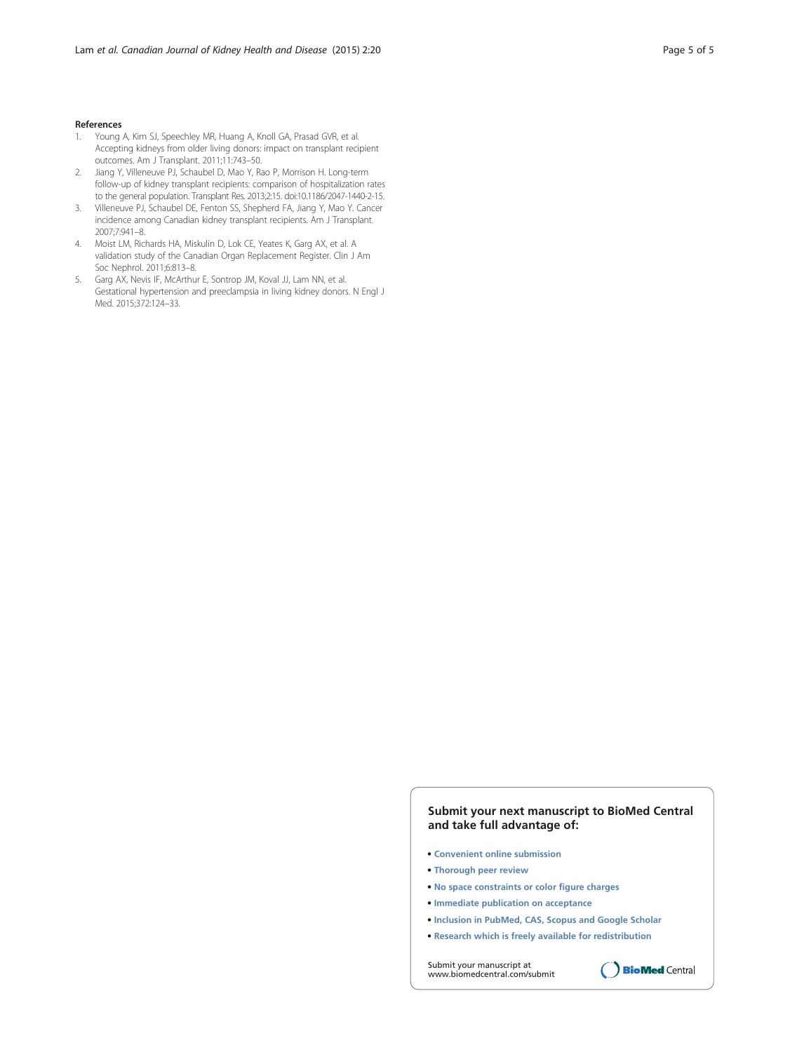## References

1. Young A, Kim SJ, Speechley MR, Huang A, Knoll GA, Prasad GVR, et al. Accepting kidneys from older living donors: impact on transplant recipient outcomes. Am J Transplant. 2011;11:743–50.
2. Jiang Y, Villeneuve PJ, Schaubel D, Mao Y, Rao P, Morrison H. Long-term follow-up of kidney transplant recipients: comparison of hospitalization rates to the general population. Transplant Res. 2013;2:15. doi:10.1186/2047-1440-2-15.
3. Villeneuve PJ, Schaubel DE, Fenton SS, Shepherd FA, Jiang Y, Mao Y. Cancer incidence among Canadian kidney transplant recipients. Am J Transplant. 2007;7:941–8.
4. Moist LM, Richards HA, Miskulin D, Lok CE, Yeates K, Garg AX, et al. A validation study of the Canadian Organ Replacement Register. Clin J Am Soc Nephrol. 2011;6:813–8.
5. Garg AX, Nevis IF, McArthur E, Sontrop JM, Koval JJ, Lam NN, et al. Gestational hypertension and preeclampsia in living kidney donors. N Engl J Med. 2015;372:124–33.

**Submit your next manuscript to BioMed Central and take full advantage of:**

- **Convenient online submission**
- **Thorough peer review**
- **No space constraints or color figure charges**
- **Immediate publication on acceptance**
- **Inclusion in PubMed, CAS, Scopus and Google Scholar**
- **Research which is freely available for redistribution**

Submit your manuscript at
www.biomedcentral.com/submit

BioMed Central